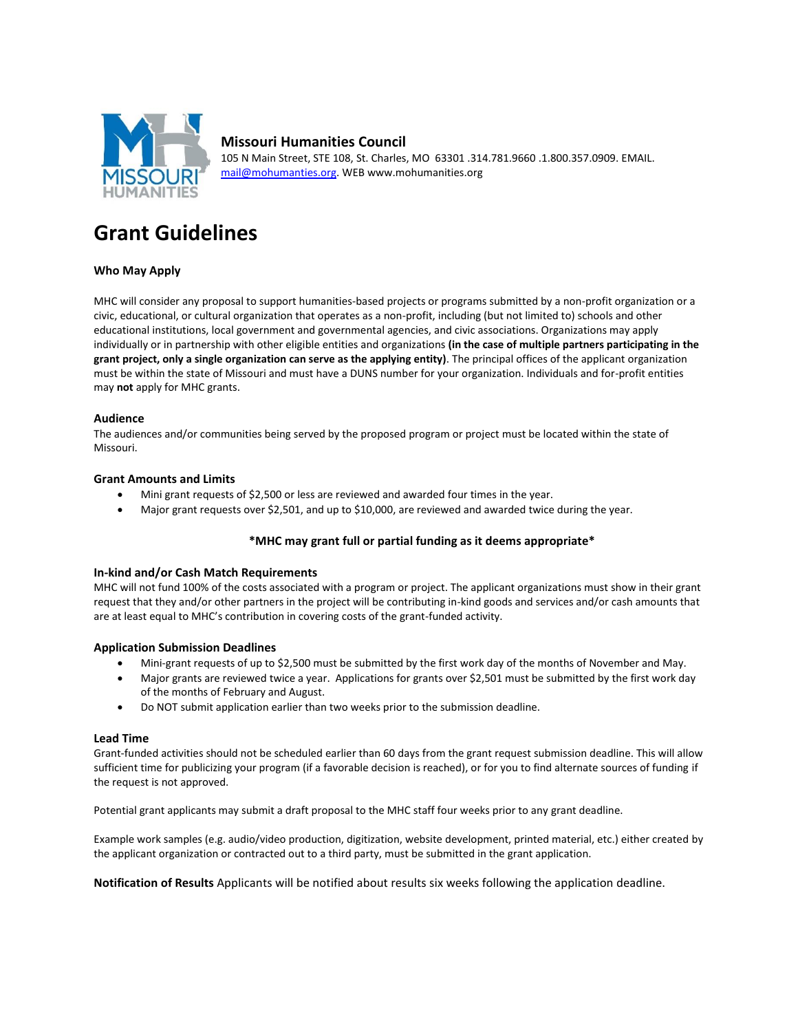**Missouri Humanities Council**
105 N Main Street, STE 108, St. Charles, MO 63301 .314.781.9660 .1.800.357.0909. EMAIL. mail@mohumanties.org. WEB www.mohumanities.org

# Grant Guidelines

### Who May Apply

MHC will consider any proposal to support humanities-based projects or programs submitted by a non-profit organization or a civic, educational, or cultural organization that operates as a non-profit, including (but not limited to) schools and other educational institutions, local government and governmental agencies, and civic associations. Organizations may apply individually or in partnership with other eligible entities and organizations **(in the case of multiple partners participating in the grant project, only a single organization can serve as the applying entity)**. The principal offices of the applicant organization must be within the state of Missouri and must have a DUNS number for your organization. Individuals and for-profit entities may **not** apply for MHC grants.

### Audience

The audiences and/or communities being served by the proposed program or project must be located within the state of Missouri.

### Grant Amounts and Limits

- Mini grant requests of $2,500 or less are reviewed and awarded four times in the year.
- Major grant requests over $2,501, and up to $10,000, are reviewed and awarded twice during the year.

**\*MHC may grant full or partial funding as it deems appropriate\***

### In-kind and/or Cash Match Requirements

MHC will not fund 100% of the costs associated with a program or project. The applicant organizations must show in their grant request that they and/or other partners in the project will be contributing in-kind goods and services and/or cash amounts that are at least equal to MHC's contribution in covering costs of the grant-funded activity.

### Application Submission Deadlines

- Mini-grant requests of up to $2,500 must be submitted by the first work day of the months of November and May.
- Major grants are reviewed twice a year. Applications for grants over $2,501 must be submitted by the first work day of the months of February and August.
- Do NOT submit application earlier than two weeks prior to the submission deadline.

### Lead Time

Grant-funded activities should not be scheduled earlier than 60 days from the grant request submission deadline. This will allow sufficient time for publicizing your program (if a favorable decision is reached), or for you to find alternate sources of funding if the request is not approved.

Potential grant applicants may submit a draft proposal to the MHC staff four weeks prior to any grant deadline.

Example work samples (e.g. audio/video production, digitization, website development, printed material, etc.) either created by the applicant organization or contracted out to a third party, must be submitted in the grant application.

**Notification of Results** Applicants will be notified about results six weeks following the application deadline.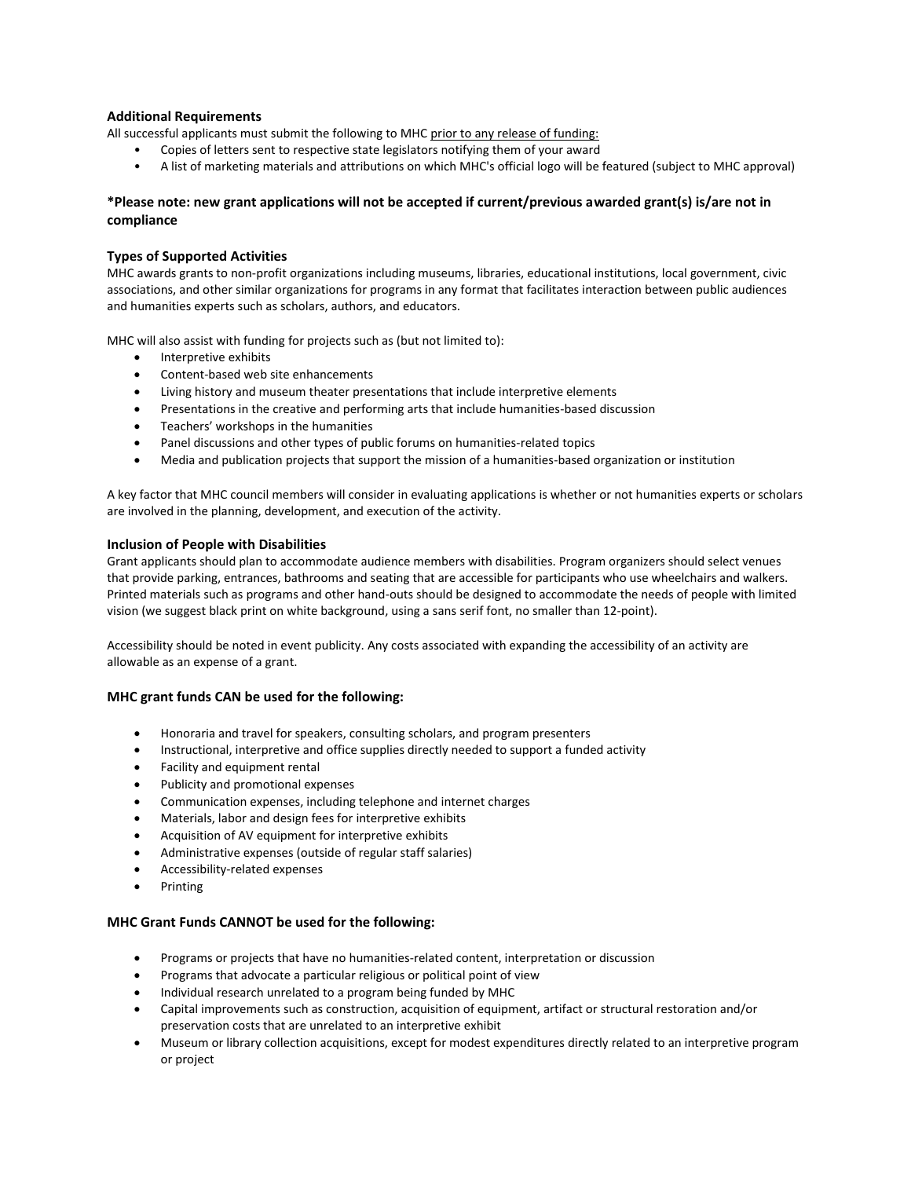### Additional Requirements

All successful applicants must submit the following to MHC <u>prior to any release of funding:</u>

- Copies of letters sent to respective state legislators notifying them of your award
- A list of marketing materials and attributions on which MHC's official logo will be featured (subject to MHC approval)

**\*Please note: new grant applications will not be accepted if current/previous awarded grant(s) is/are not in compliance**

### Types of Supported Activities

MHC awards grants to non-profit organizations including museums, libraries, educational institutions, local government, civic associations, and other similar organizations for programs in any format that facilitates interaction between public audiences and humanities experts such as scholars, authors, and educators.

MHC will also assist with funding for projects such as (but not limited to):

- Interpretive exhibits
- Content-based web site enhancements
- Living history and museum theater presentations that include interpretive elements
- Presentations in the creative and performing arts that include humanities-based discussion
- Teachers' workshops in the humanities
- Panel discussions and other types of public forums on humanities-related topics
- Media and publication projects that support the mission of a humanities-based organization or institution

A key factor that MHC council members will consider in evaluating applications is whether or not humanities experts or scholars are involved in the planning, development, and execution of the activity.

### Inclusion of People with Disabilities

Grant applicants should plan to accommodate audience members with disabilities. Program organizers should select venues that provide parking, entrances, bathrooms and seating that are accessible for participants who use wheelchairs and walkers. Printed materials such as programs and other hand-outs should be designed to accommodate the needs of people with limited vision (we suggest black print on white background, using a sans serif font, no smaller than 12-point).

Accessibility should be noted in event publicity. Any costs associated with expanding the accessibility of an activity are allowable as an expense of a grant.

### MHC grant funds CAN be used for the following:

- Honoraria and travel for speakers, consulting scholars, and program presenters
- Instructional, interpretive and office supplies directly needed to support a funded activity
- Facility and equipment rental
- Publicity and promotional expenses
- Communication expenses, including telephone and internet charges
- Materials, labor and design fees for interpretive exhibits
- Acquisition of AV equipment for interpretive exhibits
- Administrative expenses (outside of regular staff salaries)
- Accessibility-related expenses
- Printing

### MHC Grant Funds CANNOT be used for the following:

- Programs or projects that have no humanities-related content, interpretation or discussion
- Programs that advocate a particular religious or political point of view
- Individual research unrelated to a program being funded by MHC
- Capital improvements such as construction, acquisition of equipment, artifact or structural restoration and/or preservation costs that are unrelated to an interpretive exhibit
- Museum or library collection acquisitions, except for modest expenditures directly related to an interpretive program or project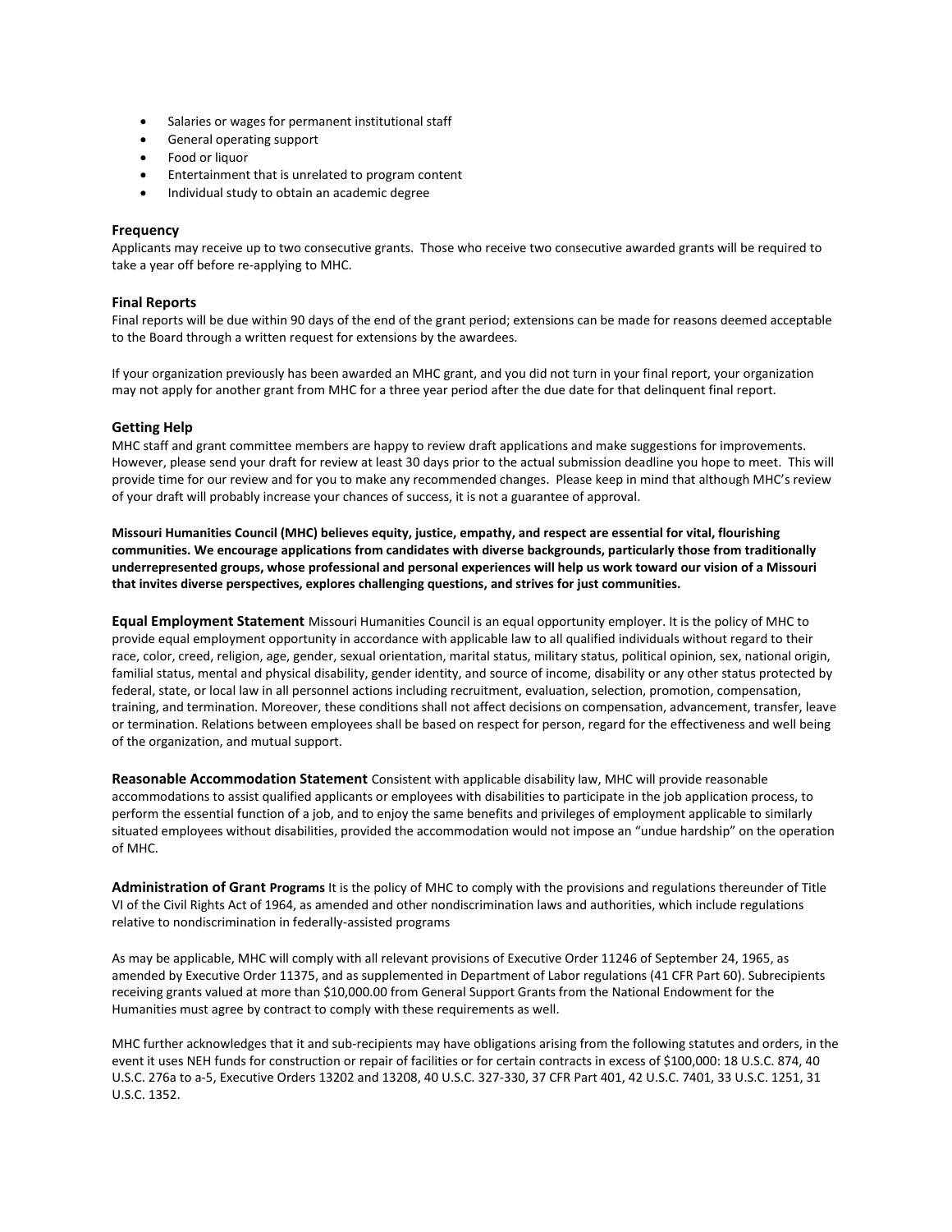- Salaries or wages for permanent institutional staff
- General operating support
- Food or liquor
- Entertainment that is unrelated to program content
- Individual study to obtain an academic degree

### Frequency

Applicants may receive up to two consecutive grants. Those who receive two consecutive awarded grants will be required to take a year off before re-applying to MHC.

### Final Reports

Final reports will be due within 90 days of the end of the grant period; extensions can be made for reasons deemed acceptable to the Board through a written request for extensions by the awardees.

If your organization previously has been awarded an MHC grant, and you did not turn in your final report, your organization may not apply for another grant from MHC for a three year period after the due date for that delinquent final report.

### Getting Help

MHC staff and grant committee members are happy to review draft applications and make suggestions for improvements. However, please send your draft for review at least 30 days prior to the actual submission deadline you hope to meet. This will provide time for our review and for you to make any recommended changes. Please keep in mind that although MHC's review of your draft will probably increase your chances of success, it is not a guarantee of approval.

**Missouri Humanities Council (MHC) believes equity, justice, empathy, and respect are essential for vital, flourishing communities. We encourage applications from candidates with diverse backgrounds, particularly those from traditionally underrepresented groups, whose professional and personal experiences will help us work toward our vision of a Missouri that invites diverse perspectives, explores challenging questions, and strives for just communities.**

**Equal Employment Statement** Missouri Humanities Council is an equal opportunity employer. It is the policy of MHC to provide equal employment opportunity in accordance with applicable law to all qualified individuals without regard to their race, color, creed, religion, age, gender, sexual orientation, marital status, military status, political opinion, sex, national origin, familial status, mental and physical disability, gender identity, and source of income, disability or any other status protected by federal, state, or local law in all personnel actions including recruitment, evaluation, selection, promotion, compensation, training, and termination. Moreover, these conditions shall not affect decisions on compensation, advancement, transfer, leave or termination. Relations between employees shall be based on respect for person, regard for the effectiveness and well being of the organization, and mutual support.

**Reasonable Accommodation Statement** Consistent with applicable disability law, MHC will provide reasonable accommodations to assist qualified applicants or employees with disabilities to participate in the job application process, to perform the essential function of a job, and to enjoy the same benefits and privileges of employment applicable to similarly situated employees without disabilities, provided the accommodation would not impose an "undue hardship" on the operation of MHC.

**Administration of Grant Programs** It is the policy of MHC to comply with the provisions and regulations thereunder of Title VI of the Civil Rights Act of 1964, as amended and other nondiscrimination laws and authorities, which include regulations relative to nondiscrimination in federally-assisted programs

As may be applicable, MHC will comply with all relevant provisions of Executive Order 11246 of September 24, 1965, as amended by Executive Order 11375, and as supplemented in Department of Labor regulations (41 CFR Part 60). Subrecipients receiving grants valued at more than $10,000.00 from General Support Grants from the National Endowment for the Humanities must agree by contract to comply with these requirements as well.

MHC further acknowledges that it and sub-recipients may have obligations arising from the following statutes and orders, in the event it uses NEH funds for construction or repair of facilities or for certain contracts in excess of $100,000: 18 U.S.C. 874, 40 U.S.C. 276a to a-5, Executive Orders 13202 and 13208, 40 U.S.C. 327-330, 37 CFR Part 401, 42 U.S.C. 7401, 33 U.S.C. 1251, 31 U.S.C. 1352.